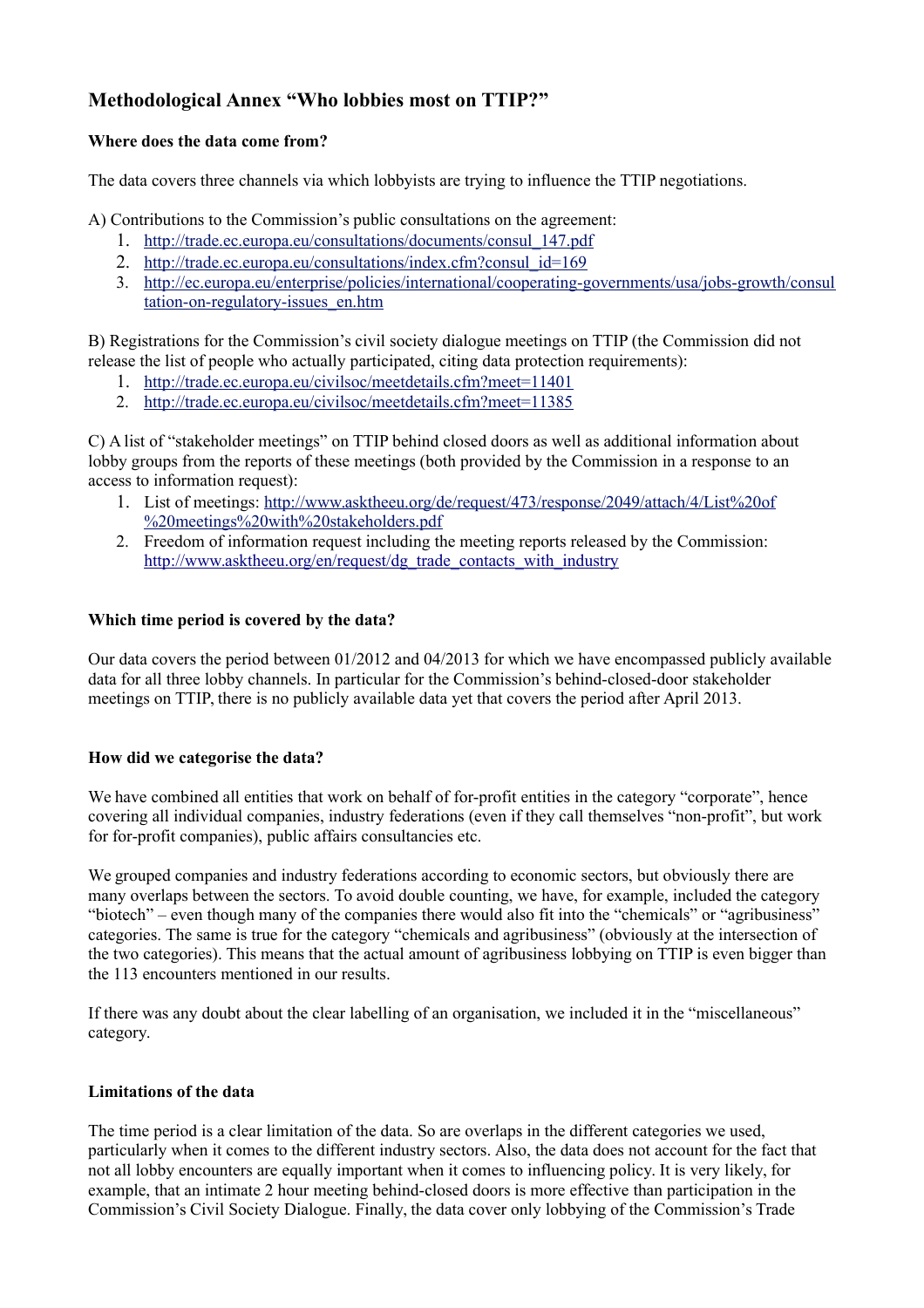## Methodological Annex "Who lobbies most on TTIP?"

### Where does the data come from?

The data covers three channels via which lobbyists are trying to influence the TTIP negotiations.

A) Contributions to the Commission's public consultations on the agreement:

1. http://trade.ec.europa.eu/consultations/documents/consul_147.pdf
2. http://trade.ec.europa.eu/consultations/index.cfm?consul_id=169
3. http://ec.europa.eu/enterprise/policies/international/cooperating-governments/usa/jobs-growth/consultation-on-regulatory-issues_en.htm

B) Registrations for the Commission's civil society dialogue meetings on TTIP (the Commission did not release the list of people who actually participated, citing data protection requirements):

1. http://trade.ec.europa.eu/civilsoc/meetdetails.cfm?meet=11401
2. http://trade.ec.europa.eu/civilsoc/meetdetails.cfm?meet=11385

C) A list of "stakeholder meetings" on TTIP behind closed doors as well as additional information about lobby groups from the reports of these meetings (both provided by the Commission in a response to an access to information request):

1. List of meetings: http://www.asktheeu.org/de/request/473/response/2049/attach/4/List%20of%20meetings%20with%20stakeholders.pdf
2. Freedom of information request including the meeting reports released by the Commission: http://www.asktheeu.org/en/request/dg_trade_contacts_with_industry

### Which time period is covered by the data?

Our data covers the period between 01/2012 and 04/2013 for which we have encompassed publicly available data for all three lobby channels. In particular for the Commission's behind-closed-door stakeholder meetings on TTIP, there is no publicly available data yet that covers the period after April 2013.

### How did we categorise the data?

We have combined all entities that work on behalf of for-profit entities in the category "corporate", hence covering all individual companies, industry federations (even if they call themselves "non-profit", but work for for-profit companies), public affairs consultancies etc.

We grouped companies and industry federations according to economic sectors, but obviously there are many overlaps between the sectors. To avoid double counting, we have, for example, included the category "biotech" – even though many of the companies there would also fit into the "chemicals" or "agribusiness" categories. The same is true for the category "chemicals and agribusiness" (obviously at the intersection of the two categories). This means that the actual amount of agribusiness lobbying on TTIP is even bigger than the 113 encounters mentioned in our results.

If there was any doubt about the clear labelling of an organisation, we included it in the "miscellaneous" category.

### Limitations of the data

The time period is a clear limitation of the data. So are overlaps in the different categories we used, particularly when it comes to the different industry sectors. Also, the data does not account for the fact that not all lobby encounters are equally important when it comes to influencing policy. It is very likely, for example, that an intimate 2 hour meeting behind-closed doors is more effective than participation in the Commission's Civil Society Dialogue. Finally, the data cover only lobbying of the Commission's Trade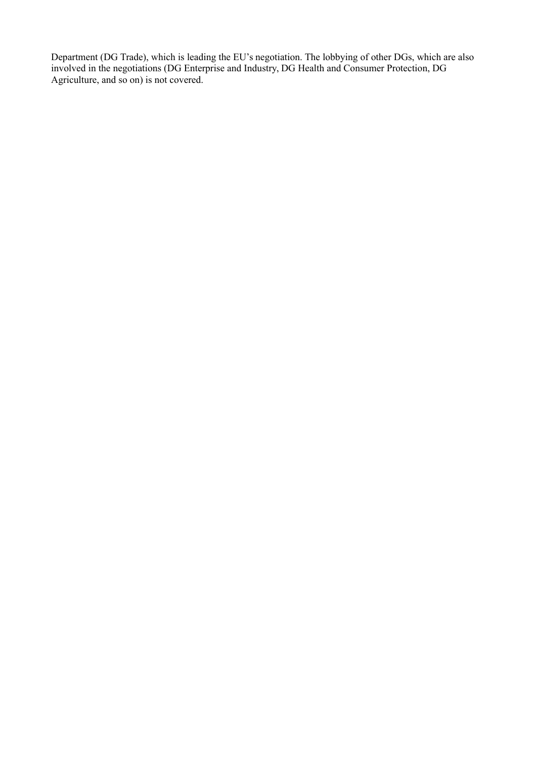Department (DG Trade), which is leading the EU's negotiation. The lobbying of other DGs, which are also involved in the negotiations (DG Enterprise and Industry, DG Health and Consumer Protection, DG Agriculture, and so on) is not covered.